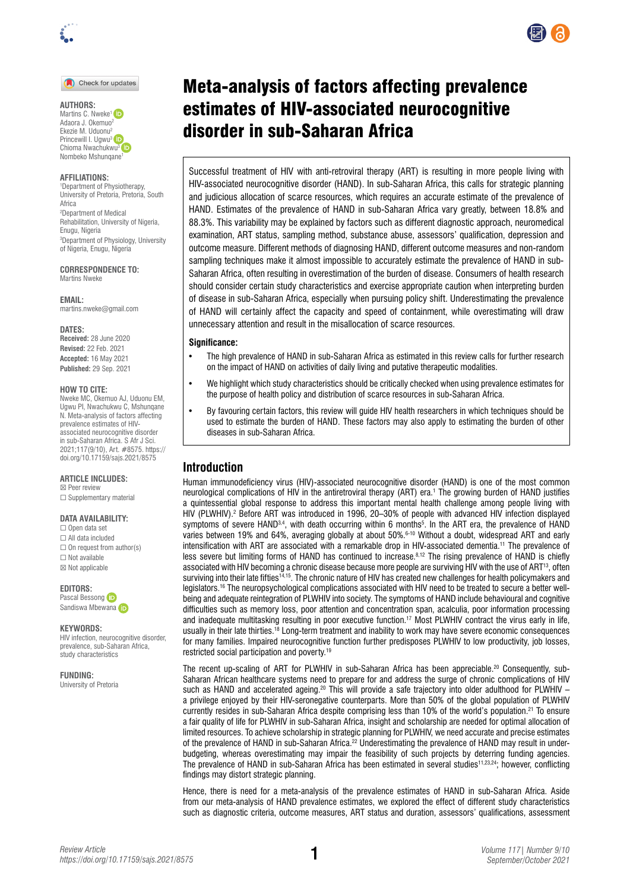# Meta-analysis of factors affecting prevalence estimates of HIV-associated neurocognitive disorder in sub-Saharan Africa

**AUTHORS:**
Martins C. Nweke[1]
Adaora J. Okemuo[2]
Ekezie M. Uduonu[2]
Princewill I. Ugwu[3]
Chioma Nwachukwu[3]
Nombeko Mshunqane[1]

**AFFILIATIONS:**
[1]Department of Physiotherapy, University of Pretoria, Pretoria, South Africa
[2]Department of Medical Rehabilitation, University of Nigeria, Enugu, Nigeria
[3]Department of Physiology, University of Nigeria, Enugu, Nigeria

**CORRESPONDENCE TO:**
Martins Nweke

**EMAIL:**
martins.nweke@gmail.com

**DATES:**
**Received:** 28 June 2020
**Revised:** 22 Feb. 2021
**Accepted:** 16 May 2021
**Published:** 29 Sep. 2021

**HOW TO CITE:**
Nweke MC, Okemuo AJ, Uduonu EM, Ugwu PI, Nwachukwu C, Mshunqane N. Meta-analysis of factors affecting prevalence estimates of HIV-associated neurocognitive disorder in sub-Saharan Africa. S Afr J Sci. 2021;117(9/10), Art. #8575. https://doi.org/10.17159/sajs.2021/8575

**ARTICLE INCLUDES:**
☒ Peer review
☐ Supplementary material

**DATA AVAILABILITY:**
☐ Open data set
☐ All data included
☐ On request from author(s)
☐ Not available
☒ Not applicable

**EDITORS:**
Pascal Bessong
Sandiswa Mbewana

**KEYWORDS:**
HIV infection, neurocognitive disorder, prevalence, sub-Saharan Africa, study characteristics

**FUNDING:**
University of Pretoria

Successful treatment of HIV with anti-retroviral therapy (ART) is resulting in more people living with HIV-associated neurocognitive disorder (HAND). In sub-Saharan Africa, this calls for strategic planning and judicious allocation of scarce resources, which requires an accurate estimate of the prevalence of HAND. Estimates of the prevalence of HAND in sub-Saharan Africa vary greatly, between 18.8% and 88.3%. This variability may be explained by factors such as different diagnostic approach, neuromedical examination, ART status, sampling method, substance abuse, assessors' qualification, depression and outcome measure. Different methods of diagnosing HAND, different outcome measures and non-random sampling techniques make it almost impossible to accurately estimate the prevalence of HAND in sub-Saharan Africa, often resulting in overestimation of the burden of disease. Consumers of health research should consider certain study characteristics and exercise appropriate caution when interpreting burden of disease in sub-Saharan Africa, especially when pursuing policy shift. Underestimating the prevalence of HAND will certainly affect the capacity and speed of containment, while overestimating will draw unnecessary attention and result in the misallocation of scarce resources.

**Significance:**

- The high prevalence of HAND in sub-Saharan Africa as estimated in this review calls for further research on the impact of HAND on activities of daily living and putative therapeutic modalities.
- We highlight which study characteristics should be critically checked when using prevalence estimates for the purpose of health policy and distribution of scarce resources in sub-Saharan Africa.
- By favouring certain factors, this review will guide HIV health researchers in which techniques should be used to estimate the burden of HAND. These factors may also apply to estimating the burden of other diseases in sub-Saharan Africa.

## Introduction

Human immunodeficiency virus (HIV)-associated neurocognitive disorder (HAND) is one of the most common neurological complications of HIV in the antiretroviral therapy (ART) era.[1] The growing burden of HAND justifies a quintessential global response to address this important mental health challenge among people living with HIV (PLWHIV).[2] Before ART was introduced in 1996, 20–30% of people with advanced HIV infection displayed symptoms of severe HAND[3,4], with death occurring within 6 months[5]. In the ART era, the prevalence of HAND varies between 19% and 64%, averaging globally at about 50%.[6-10] Without a doubt, widespread ART and early intensification with ART are associated with a remarkable drop in HIV-associated dementia.[11] The prevalence of less severe but limiting forms of HAND has continued to increase.[8,12] The rising prevalence of HAND is chiefly associated with HIV becoming a chronic disease because more people are surviving HIV with the use of ART[13], often surviving into their late fifties[14,15]. The chronic nature of HIV has created new challenges for health policymakers and legislators.[16] The neuropsychological complications associated with HIV need to be treated to secure a better well-being and adequate reintegration of PLWHIV into society. The symptoms of HAND include behavioural and cognitive difficulties such as memory loss, poor attention and concentration span, acalculia, poor information processing and inadequate multitasking resulting in poor executive function.[17] Most PLWHIV contract the virus early in life, usually in their late thirties.[18] Long-term treatment and inability to work may have severe economic consequences for many families. Impaired neurocognitive function further predisposes PLWHIV to low productivity, job losses, restricted social participation and poverty.[19]

The recent up-scaling of ART for PLWHIV in sub-Saharan Africa has been appreciable.[20] Consequently, sub-Saharan African healthcare systems need to prepare for and address the surge of chronic complications of HIV such as HAND and accelerated ageing.[20] This will provide a safe trajectory into older adulthood for PLWHIV – a privilege enjoyed by their HIV-seronegative counterparts. More than 50% of the global population of PLWHIV currently resides in sub-Saharan Africa despite comprising less than 10% of the world's population.[21] To ensure a fair quality of life for PLWHIV in sub-Saharan Africa, insight and scholarship are needed for optimal allocation of limited resources. To achieve scholarship in strategic planning for PLWHIV, we need accurate and precise estimates of the prevalence of HAND in sub-Saharan Africa.[22] Underestimating the prevalence of HAND may result in under-budgeting, whereas overestimating may impair the feasibility of such projects by deterring funding agencies. The prevalence of HAND in sub-Saharan Africa has been estimated in several studies[11,23,24]; however, conflicting findings may distort strategic planning.

Hence, there is need for a meta-analysis of the prevalence estimates of HAND in sub-Saharan Africa. Aside from our meta-analysis of HAND prevalence estimates, we explored the effect of different study characteristics such as diagnostic criteria, outcome measures, ART status and duration, assessors' qualifications, assessment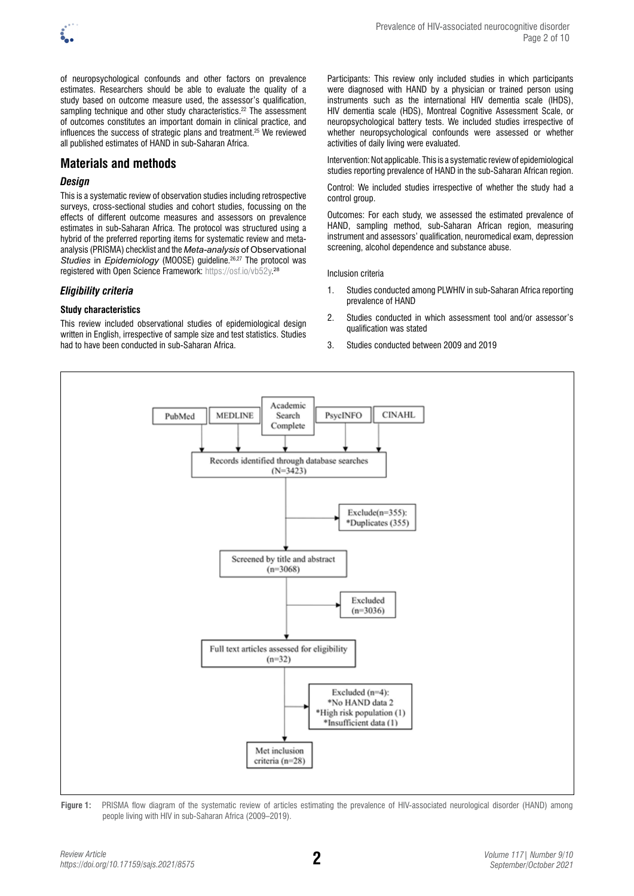of neuropsychological confounds and other factors on prevalence estimates. Researchers should be able to evaluate the quality of a study based on outcome measure used, the assessor's qualification, sampling technique and other study characteristics.[22] The assessment of outcomes constitutes an important domain in clinical practice, and influences the success of strategic plans and treatment.[25] We reviewed all published estimates of HAND in sub-Saharan Africa.

## Materials and methods

### *Design*

This is a systematic review of observation studies including retrospective surveys, cross-sectional studies and cohort studies, focussing on the effects of different outcome measures and assessors on prevalence estimates in sub-Saharan Africa. The protocol was structured using a hybrid of the preferred reporting items for systematic review and meta-analysis (PRISMA) checklist and the *Meta-analysis* of Observational *Studies* in *Epidemiology* (MOOSE) guideline.[26,27] The protocol was registered with Open Science Framework: https://osf.io/vb52y.[28]

### *Eligibility criteria*

#### Study characteristics

This review included observational studies of epidemiological design written in English, irrespective of sample size and test statistics. Studies had to have been conducted in sub-Saharan Africa.

Participants: This review only included studies in which participants were diagnosed with HAND by a physician or trained person using instruments such as the international HIV dementia scale (IHDS), HIV dementia scale (HDS), Montreal Cognitive Assessment Scale, or neuropsychological battery tests. We included studies irrespective of whether neuropsychological confounds were assessed or whether activities of daily living were evaluated.

Intervention: Not applicable. This is a systematic review of epidemiological studies reporting prevalence of HAND in the sub-Saharan African region.

Control: We included studies irrespective of whether the study had a control group.

Outcomes: For each study, we assessed the estimated prevalence of HAND, sampling method, sub-Saharan African region, measuring instrument and assessors' qualification, neuromedical exam, depression screening, alcohol dependence and substance abuse.

Inclusion criteria

1. Studies conducted among PLWHIV in sub-Saharan Africa reporting prevalence of HAND
2. Studies conducted in which assessment tool and/or assessor's qualification was stated
3. Studies conducted between 2009 and 2019

PubMed | MEDLINE | Academic Search Complete | PsycINFO | CINAHL

Records identified through database searches (N=3423)

Exclude(n=355): *Duplicates (355)

Screened by title and abstract (n=3068)

Excluded (n=3036)

Full text articles assessed for eligibility (n=32)

Excluded (n=4): *No HAND data 2 *High risk population (1) *Insufficient data (1)

Met inclusion criteria (n=28)

**Figure 1:** PRISMA flow diagram of the systematic review of articles estimating the prevalence of HIV-associated neurological disorder (HAND) among people living with HIV in sub-Saharan Africa (2009–2019).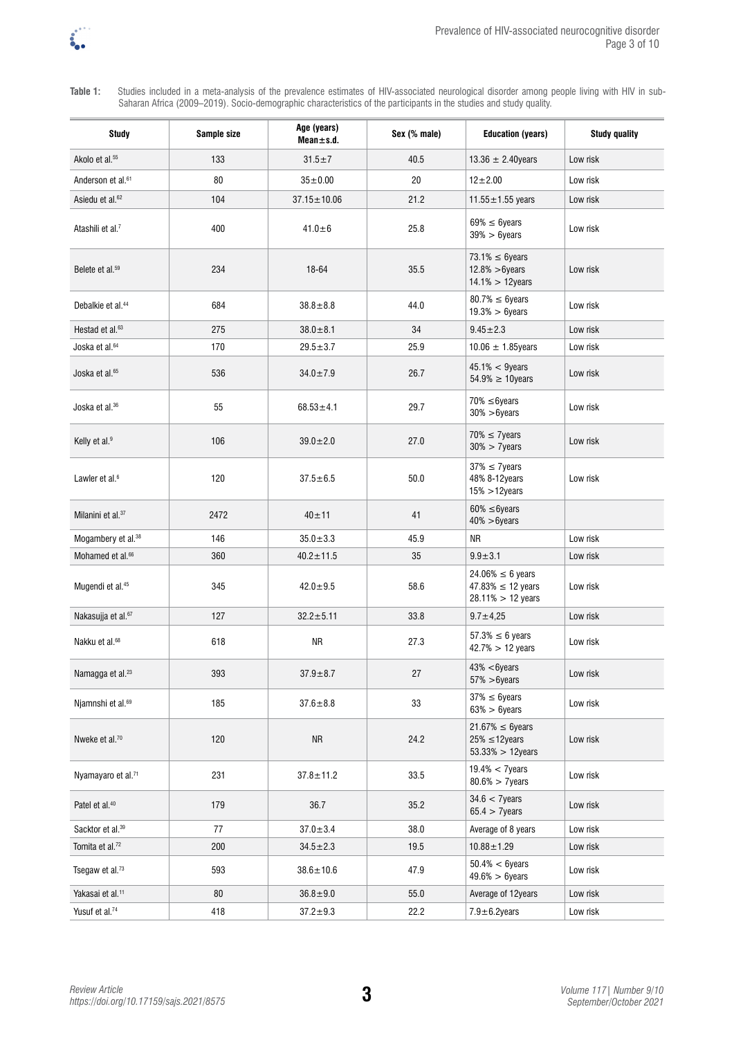**Table 1:** Studies included in a meta-analysis of the prevalence estimates of HIV-associated neurological disorder among people living with HIV in sub-Saharan Africa (2009–2019). Socio-demographic characteristics of the participants in the studies and study quality.

| Study | Sample size | Age (years) Mean±s.d. | Sex (% male) | Education (years) | Study quality |
|---|---|---|---|---|---|
| Akolo et al.[55] | 133 | 31.5±7 | 40.5 | 13.36 ± 2.40years | Low risk |
| Anderson et al.[61] | 80 | 35±0.00 | 20 | 12±2.00 | Low risk |
| Asiedu et al.[62] | 104 | 37.15±10.06 | 21.2 | 11.55±1.55 years | Low risk |
| Atashili et al.[7] | 400 | 41.0±6 | 25.8 | 69% ≤ 6years<br>39% > 6years | Low risk |
| Belete et al.[59] | 234 | 18-64 | 35.5 | 73.1% ≤ 6years<br>12.8% >6years<br>14.1% > 12years | Low risk |
| Debalkie et al.[44] | 684 | 38.8±8.8 | 44.0 | 80.7% ≤ 6years<br>19.3% > 6years | Low risk |
| Hestad et al.[63] | 275 | 38.0±8.1 | 34 | 9.45±2.3 | Low risk |
| Joska et al.[64] | 170 | 29.5±3.7 | 25.9 | 10.06 ± 1.85years | Low risk |
| Joska et al.[65] | 536 | 34.0±7.9 | 26.7 | 45.1% < 9years<br>54.9% ≥ 10years | Low risk |
| Joska et al.[36] | 55 | 68.53±4.1 | 29.7 | 70% ≤6years<br>30% >6years | Low risk |
| Kelly et al.[9] | 106 | 39.0±2.0 | 27.0 | 70% ≤ 7years<br>30% > 7years | Low risk |
| Lawler et al.[6] | 120 | 37.5±6.5 | 50.0 | 37% ≤ 7years<br>48% 8-12years<br>15% >12years | Low risk |
| Milanini et al.[37] | 2472 | 40±11 | 41 | 60% ≤6years<br>40% >6years | |
| Mogambery et al.[38] | 146 | 35.0±3.3 | 45.9 | NR | Low risk |
| Mohamed et al.[66] | 360 | 40.2±11.5 | 35 | 9.9±3.1 | Low risk |
| Mugendi et al.[45] | 345 | 42.0±9.5 | 58.6 | 24.06% ≤ 6 years<br>47.83% ≤ 12 years<br>28.11% > 12 years | Low risk |
| Nakasujja et al.[67] | 127 | 32.2±5.11 | 33.8 | 9.7±4,25 | Low risk |
| Nakku et al.[68] | 618 | NR | 27.3 | 57.3% ≤ 6 years<br>42.7% > 12 years | Low risk |
| Namagga et al.[23] | 393 | 37.9±8.7 | 27 | 43% <6years<br>57% >6years | Low risk |
| Njamnshi et al.[69] | 185 | 37.6±8.8 | 33 | 37% ≤ 6years<br>63% > 6years | Low risk |
| Nweke et al.[70] | 120 | NR | 24.2 | 21.67% ≤ 6years<br>25% ≤12years<br>53.33% > 12years | Low risk |
| Nyamayaro et al.[71] | 231 | 37.8±11.2 | 33.5 | 19.4% < 7years<br>80.6% > 7years | Low risk |
| Patel et al.[40] | 179 | 36.7 | 35.2 | 34.6 < 7years<br>65.4 > 7years | Low risk |
| Sacktor et al.[39] | 77 | 37.0±3.4 | 38.0 | Average of 8 years | Low risk |
| Tomita et al.[72] | 200 | 34.5±2.3 | 19.5 | 10.88±1.29 | Low risk |
| Tsegaw et al.[73] | 593 | 38.6±10.6 | 47.9 | 50.4% < 6years<br>49.6% > 6years | Low risk |
| Yakasai et al.[11] | 80 | 36.8±9.0 | 55.0 | Average of 12years | Low risk |
| Yusuf et al.[74] | 418 | 37.2±9.3 | 22.2 | 7.9±6.2years | Low risk |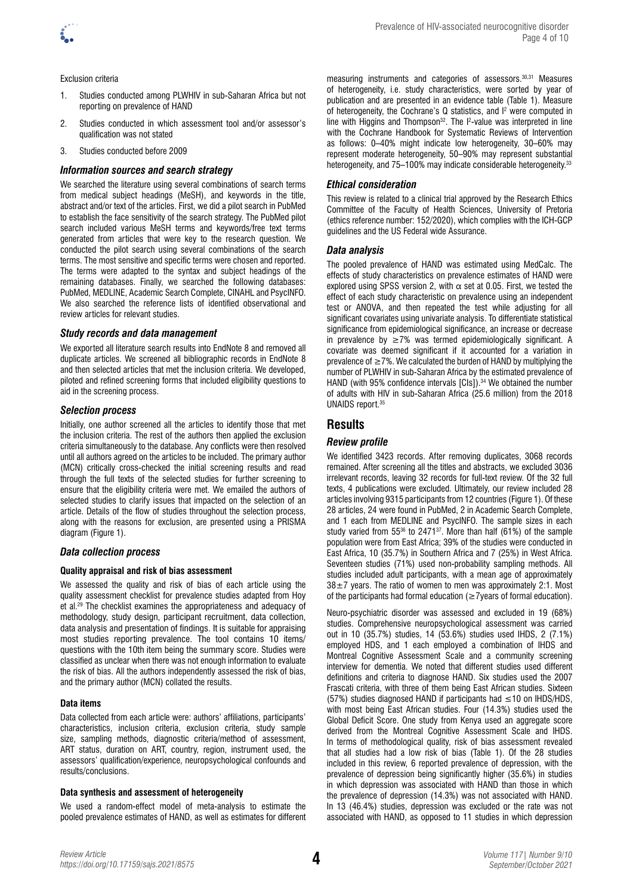Exclusion criteria

1. Studies conducted among PLWHIV in sub-Saharan Africa but not reporting on prevalence of HAND
2. Studies conducted in which assessment tool and/or assessor's qualification was not stated
3. Studies conducted before 2009

### *Information sources and search strategy*

We searched the literature using several combinations of search terms from medical subject headings (MeSH), and keywords in the title, abstract and/or text of the articles. First, we did a pilot search in PubMed to establish the face sensitivity of the search strategy. The PubMed pilot search included various MeSH terms and keywords/free text terms generated from articles that were key to the research question. We conducted the pilot search using several combinations of the search terms. The most sensitive and specific terms were chosen and reported. The terms were adapted to the syntax and subject headings of the remaining databases. Finally, we searched the following databases: PubMed, MEDLINE, Academic Search Complete, CINAHL and PsycINFO. We also searched the reference lists of identified observational and review articles for relevant studies.

### *Study records and data management*

We exported all literature search results into EndNote 8 and removed all duplicate articles. We screened all bibliographic records in EndNote 8 and then selected articles that met the inclusion criteria. We developed, piloted and refined screening forms that included eligibility questions to aid in the screening process.

### *Selection process*

Initially, one author screened all the articles to identify those that met the inclusion criteria. The rest of the authors then applied the exclusion criteria simultaneously to the database. Any conflicts were then resolved until all authors agreed on the articles to be included. The primary author (MCN) critically cross-checked the initial screening results and read through the full texts of the selected studies for further screening to ensure that the eligibility criteria were met. We emailed the authors of selected studies to clarify issues that impacted on the selection of an article. Details of the flow of studies throughout the selection process, along with the reasons for exclusion, are presented using a PRISMA diagram (Figure 1).

### *Data collection process*

#### **Quality appraisal and risk of bias assessment**

We assessed the quality and risk of bias of each article using the quality assessment checklist for prevalence studies adapted from Hoy et al.[29] The checklist examines the appropriateness and adequacy of methodology, study design, participant recruitment, data collection, data analysis and presentation of findings. It is suitable for appraising most studies reporting prevalence. The tool contains 10 items/questions with the 10th item being the summary score. Studies were classified as unclear when there was not enough information to evaluate the risk of bias. All the authors independently assessed the risk of bias, and the primary author (MCN) collated the results.

#### **Data items**

Data collected from each article were: authors' affiliations, participants' characteristics, inclusion criteria, exclusion criteria, study sample size, sampling methods, diagnostic criteria/method of assessment, ART status, duration on ART, country, region, instrument used, the assessors' qualification/experience, neuropsychological confounds and results/conclusions.

#### **Data synthesis and assessment of heterogeneity**

We used a random-effect model of meta-analysis to estimate the pooled prevalence estimates of HAND, as well as estimates for different measuring instruments and categories of assessors.[30,31] Measures of heterogeneity, i.e. study characteristics, were sorted by year of publication and are presented in an evidence table (Table 1). Measure of heterogeneity, the Cochrane's Q statistics, and $I^2$ were computed in line with Higgins and Thompson[32]. The $I^2$-value was interpreted in line with the Cochrane Handbook for Systematic Reviews of Intervention as follows: 0–40% might indicate low heterogeneity, 30–60% may represent moderate heterogeneity, 50–90% may represent substantial heterogeneity, and 75–100% may indicate considerable heterogeneity.[33]

### *Ethical consideration*

This review is related to a clinical trial approved by the Research Ethics Committee of the Faculty of Health Sciences, University of Pretoria (ethics reference number: 152/2020), which complies with the ICH-GCP guidelines and the US Federal wide Assurance.

### *Data analysis*

The pooled prevalence of HAND was estimated using MedCalc. The effects of study characteristics on prevalence estimates of HAND were explored using SPSS version 2, with $\alpha$ set at 0.05. First, we tested the effect of each study characteristic on prevalence using an independent test or ANOVA, and then repeated the test while adjusting for all significant covariates using univariate analysis. To differentiate statistical significance from epidemiological significance, an increase or decrease in prevalence by $\geq$7% was termed epidemiologically significant. A covariate was deemed significant if it accounted for a variation in prevalence of $\geq$7%. We calculated the burden of HAND by multiplying the number of PLWHIV in sub-Saharan Africa by the estimated prevalence of HAND (with 95% confidence intervals [CIs]).[34] We obtained the number of adults with HIV in sub-Saharan Africa (25.6 million) from the 2018 UNAIDS report.[35]

## Results

### *Review profile*

We identified 3423 records. After removing duplicates, 3068 records remained. After screening all the titles and abstracts, we excluded 3036 irrelevant records, leaving 32 records for full-text review. Of the 32 full texts, 4 publications were excluded. Ultimately, our review included 28 articles involving 9315 participants from 12 countries (Figure 1). Of these 28 articles, 24 were found in PubMed, 2 in Academic Search Complete, and 1 each from MEDLINE and PsycINFO. The sample sizes in each study varied from 55[36] to 2471[37]. More than half (61%) of the sample population were from East Africa; 39% of the studies were conducted in East Africa, 10 (35.7%) in Southern Africa and 7 (25%) in West Africa. Seventeen studies (71%) used non-probability sampling methods. All studies included adult participants, with a mean age of approximately 38±7 years. The ratio of women to men was approximately 2:1. Most of the participants had formal education ($\geq$7years of formal education).

Neuro-psychiatric disorder was assessed and excluded in 19 (68%) studies. Comprehensive neuropsychological assessment was carried out in 10 (35.7%) studies, 14 (53.6%) studies used IHDS, 2 (7.1%) employed HDS, and 1 each employed a combination of IHDS and Montreal Cognitive Assessment Scale and a community screening interview for dementia. We noted that different studies used different definitions and criteria to diagnose HAND. Six studies used the 2007 Frascati criteria, with three of them being East African studies. Sixteen (57%) studies diagnosed HAND if participants had $\leq$10 on IHDS/HDS, with most being East African studies. Four (14.3%) studies used the Global Deficit Score. One study from Kenya used an aggregate score derived from the Montreal Cognitive Assessment Scale and IHDS. In terms of methodological quality, risk of bias assessment revealed that all studies had a low risk of bias (Table 1). Of the 28 studies included in this review, 6 reported prevalence of depression, with the prevalence of depression being significantly higher (35.6%) in studies in which depression was associated with HAND than those in which the prevalence of depression (14.3%) was not associated with HAND. In 13 (46.4%) studies, depression was excluded or the rate was not associated with HAND, as opposed to 11 studies in which depression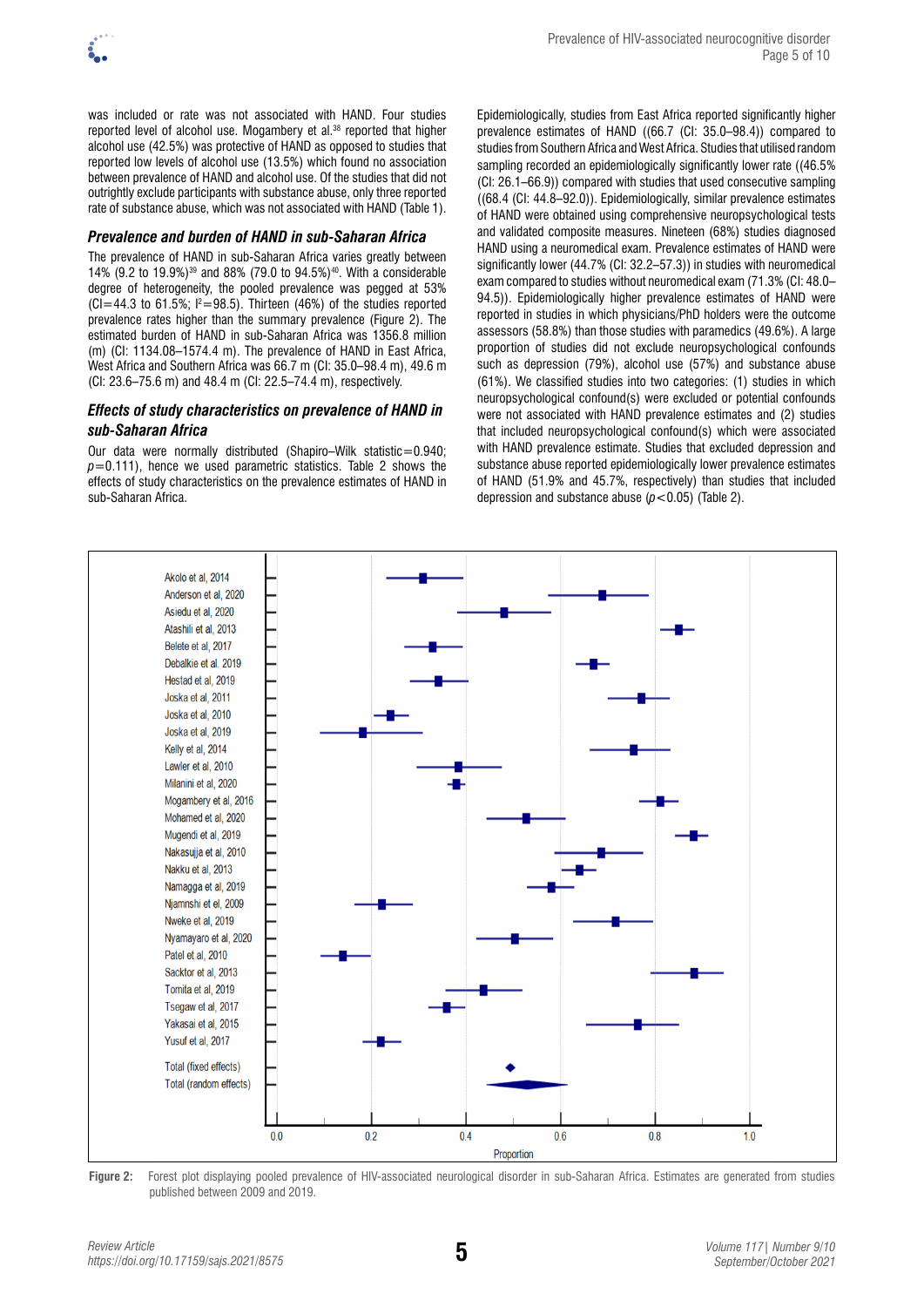was included or rate was not associated with HAND. Four studies reported level of alcohol use. Mogambery et al.[38] reported that higher alcohol use (42.5%) was protective of HAND as opposed to studies that reported low levels of alcohol use (13.5%) which found no association between prevalence of HAND and alcohol use. Of the studies that did not outrightly exclude participants with substance abuse, only three reported rate of substance abuse, which was not associated with HAND (Table 1).

### *Prevalence and burden of HAND in sub-Saharan Africa*

The prevalence of HAND in sub-Saharan Africa varies greatly between 14% (9.2 to 19.9%)[39] and 88% (79.0 to 94.5%)[40]. With a considerable degree of heterogeneity, the pooled prevalence was pegged at 53% (CI=44.3 to 61.5%; $I^2$=98.5). Thirteen (46%) of the studies reported prevalence rates higher than the summary prevalence (Figure 2). The estimated burden of HAND in sub-Saharan Africa was 1356.8 million (m) (CI: 1134.08–1574.4 m). The prevalence of HAND in East Africa, West Africa and Southern Africa was 66.7 m (CI: 35.0–98.4 m), 49.6 m (CI: 23.6–75.6 m) and 48.4 m (CI: 22.5–74.4 m), respectively.

### *Effects of study characteristics on prevalence of HAND in sub-Saharan Africa*

Our data were normally distributed (Shapiro–Wilk statistic=0.940; $p$=0.111), hence we used parametric statistics. Table 2 shows the effects of study characteristics on the prevalence estimates of HAND in sub-Saharan Africa.

Epidemiologically, studies from East Africa reported significantly higher prevalence estimates of HAND ((66.7 (CI: 35.0–98.4)) compared to studies from Southern Africa and West Africa. Studies that utilised random sampling recorded an epidemiologically significantly lower rate ((46.5% (CI: 26.1–66.9)) compared with studies that used consecutive sampling ((68.4 (CI: 44.8–92.0)). Epidemiologically, similar prevalence estimates of HAND were obtained using comprehensive neuropsychological tests and validated composite measures. Nineteen (68%) studies diagnosed HAND using a neuromedical exam. Prevalence estimates of HAND were significantly lower (44.7% (CI: 32.2–57.3)) in studies with neuromedical exam compared to studies without neuromedical exam (71.3% (CI: 48.0–94.5)). Epidemiologically higher prevalence estimates of HAND were reported in studies in which physicians/PhD holders were the outcome assessors (58.8%) than those studies with paramedics (49.6%). A large proportion of studies did not exclude neuropsychological confounds such as depression (79%), alcohol use (57%) and substance abuse (61%). We classified studies into two categories: (1) studies in which neuropsychological confound(s) were excluded or potential confounds were not associated with HAND prevalence estimates and (2) studies that included neuropsychological confound(s) which were associated with HAND prevalence estimate. Studies that excluded depression and substance abuse reported epidemiologically lower prevalence estimates of HAND (51.9% and 45.7%, respectively) than studies that included depression and substance abuse ($p$<0.05) (Table 2).

**Figure 2:** Forest plot displaying pooled prevalence of HIV-associated neurological disorder in sub-Saharan Africa. Estimates are generated from studies published between 2009 and 2019.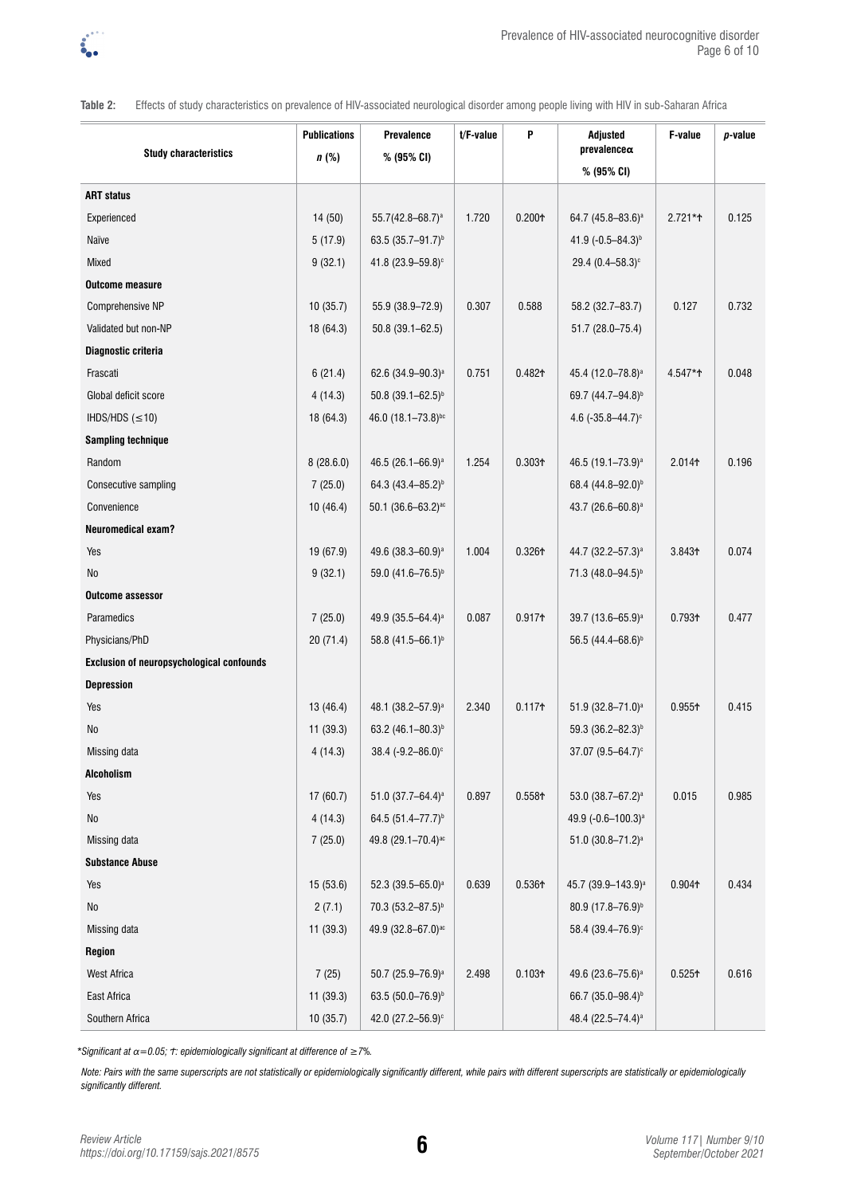**Table 2:** Effects of study characteristics on prevalence of HIV-associated neurological disorder among people living with HIV in sub-Saharan Africa

| Study characteristics | Publications n (%) | Prevalence % (95% CI) | t/F-value | P | Adjusted prevalenceα % (95% CI) | F-value | p-value |
|---|---|---|---|---|---|---|---|
| **ART status** | | | | | | | |
| Experienced | 14 (50) | 55.7(42.8–68.7)[a] | 1.720 | 0.200† | 64.7 (45.8–83.6)[a] | 2.721*† | 0.125 |
| Naïve | 5 (17.9) | 63.5 (35.7–91.7)[b] | | | 41.9 (-0.5–84.3)[b] | | |
| Mixed | 9 (32.1) | 41.8 (23.9–59.8)[c] | | | 29.4 (0.4–58.3)[c] | | |
| **Outcome measure** | | | | | | | |
| Comprehensive NP | 10 (35.7) | 55.9 (38.9–72.9) | 0.307 | 0.588 | 58.2 (32.7–83.7) | 0.127 | 0.732 |
| Validated but non-NP | 18 (64.3) | 50.8 (39.1–62.5) | | | 51.7 (28.0–75.4) | | |
| **Diagnostic criteria** | | | | | | | |
| Frascati | 6 (21.4) | 62.6 (34.9–90.3)[a] | 0.751 | 0.482† | 45.4 (12.0–78.8)[a] | 4.547*† | 0.048 |
| Global deficit score | 4 (14.3) | 50.8 (39.1–62.5)[b] | | | 69.7 (44.7–94.8)[b] | | |
| IHDS/HDS (≤10) | 18 (64.3) | 46.0 (18.1–73.8)[bc] | | | 4.6 (-35.8–44.7)[c] | | |
| **Sampling technique** | | | | | | | |
| Random | 8 (28.6.0) | 46.5 (26.1–66.9)[a] | 1.254 | 0.303† | 46.5 (19.1–73.9)[a] | 2.014† | 0.196 |
| Consecutive sampling | 7 (25.0) | 64.3 (43.4–85.2)[b] | | | 68.4 (44.8–92.0)[b] | | |
| Convenience | 10 (46.4) | 50.1 (36.6–63.2)[ac] | | | 43.7 (26.6–60.8)[a] | | |
| **Neuromedical exam?** | | | | | | | |
| Yes | 19 (67.9) | 49.6 (38.3–60.9)[a] | 1.004 | 0.326† | 44.7 (32.2–57.3)[a] | 3.843† | 0.074 |
| No | 9 (32.1) | 59.0 (41.6–76.5)[b] | | | 71.3 (48.0–94.5)[b] | | |
| **Outcome assessor** | | | | | | | |
| Paramedics | 7 (25.0) | 49.9 (35.5–64.4)[a] | 0.087 | 0.917† | 39.7 (13.6–65.9)[a] | 0.793† | 0.477 |
| Physicians/PhD | 20 (71.4) | 58.8 (41.5–66.1)[b] | | | 56.5 (44.4–68.6)[b] | | |
| **Exclusion of neuropsychological confounds** | | | | | | | |
| **Depression** | | | | | | | |
| Yes | 13 (46.4) | 48.1 (38.2–57.9)[a] | 2.340 | 0.117† | 51.9 (32.8–71.0)[a] | 0.955† | 0.415 |
| No | 11 (39.3) | 63.2 (46.1–80.3)[b] | | | 59.3 (36.2–82.3)[b] | | |
| Missing data | 4 (14.3) | 38.4 (-9.2–86.0)[c] | | | 37.07 (9.5–64.7)[c] | | |
| **Alcoholism** | | | | | | | |
| Yes | 17 (60.7) | 51.0 (37.7–64.4)[a] | 0.897 | 0.558† | 53.0 (38.7–67.2)[a] | 0.015 | 0.985 |
| No | 4 (14.3) | 64.5 (51.4–77.7)[b] | | | 49.9 (-0.6–100.3)[a] | | |
| Missing data | 7 (25.0) | 49.8 (29.1–70.4)[ac] | | | 51.0 (30.8–71.2)[a] | | |
| **Substance Abuse** | | | | | | | |
| Yes | 15 (53.6) | 52.3 (39.5–65.0)[a] | 0.639 | 0.536† | 45.7 (39.9–143.9)[a] | 0.904† | 0.434 |
| No | 2 (7.1) | 70.3 (53.2–87.5)[b] | | | 80.9 (17.8–76.9)[b] | | |
| Missing data | 11 (39.3) | 49.9 (32.8–67.0)[ac] | | | 58.4 (39.4–76.9)[c] | | |
| **Region** | | | | | | | |
| West Africa | 7 (25) | 50.7 (25.9–76.9)[a] | 2.498 | 0.103† | 49.6 (23.6–75.6)[a] | 0.525† | 0.616 |
| East Africa | 11 (39.3) | 63.5 (50.0–76.9)[b] | | | 66.7 (35.0–98.4)[b] | | |
| Southern Africa | 10 (35.7) | 42.0 (27.2–56.9)[c] | | | 48.4 (22.5–74.4)[a] | | |

*\*Significant at α=0.05; †: epidemiologically significant at difference of ≥7%.*

*Note: Pairs with the same superscripts are not statistically or epidemiologically significantly different, while pairs with different superscripts are statistically or epidemiologically significantly different.*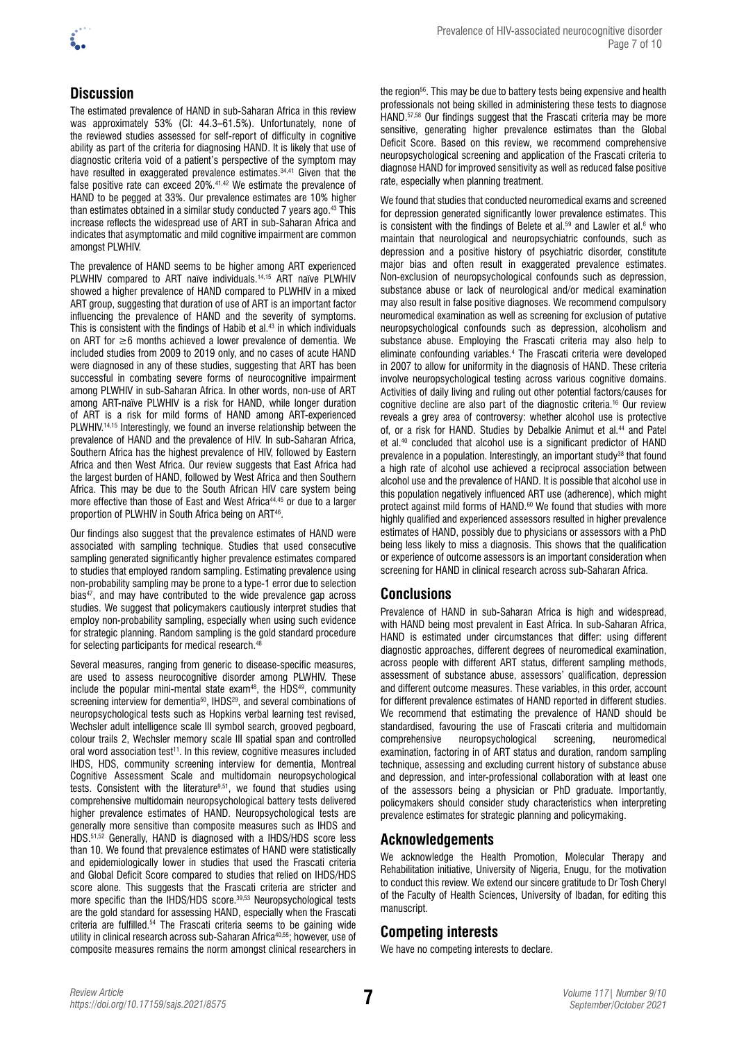## Discussion

The estimated prevalence of HAND in sub-Saharan Africa in this review was approximately 53% (CI: 44.3–61.5%). Unfortunately, none of the reviewed studies assessed for self-report of difficulty in cognitive ability as part of the criteria for diagnosing HAND. It is likely that use of diagnostic criteria void of a patient's perspective of the symptom may have resulted in exaggerated prevalence estimates.[34,41] Given that the false positive rate can exceed 20%.[41,42] We estimate the prevalence of HAND to be pegged at 33%. Our prevalence estimates are 10% higher than estimates obtained in a similar study conducted 7 years ago.[43] This increase reflects the widespread use of ART in sub-Saharan Africa and indicates that asymptomatic and mild cognitive impairment are common amongst PLWHIV.

The prevalence of HAND seems to be higher among ART experienced PLWHIV compared to ART naïve individuals.[14,15] ART naïve PLWHIV showed a higher prevalence of HAND compared to PLWHIV in a mixed ART group, suggesting that duration of use of ART is an important factor influencing the prevalence of HAND and the severity of symptoms. This is consistent with the findings of Habib et al.[43] in which individuals on ART for ≥6 months achieved a lower prevalence of dementia. We included studies from 2009 to 2019 only, and no cases of acute HAND were diagnosed in any of these studies, suggesting that ART has been successful in combating severe forms of neurocognitive impairment among PLWHIV in sub-Saharan Africa. In other words, non-use of ART among ART-naïve PLWHIV is a risk for HAND, while longer duration of ART is a risk for mild forms of HAND among ART-experienced PLWHIV.[14,15] Interestingly, we found an inverse relationship between the prevalence of HAND and the prevalence of HIV. In sub-Saharan Africa, Southern Africa has the highest prevalence of HIV, followed by Eastern Africa and then West Africa. Our review suggests that East Africa had the largest burden of HAND, followed by West Africa and then Southern Africa. This may be due to the South African HIV care system being more effective than those of East and West Africa[44,45] or due to a larger proportion of PLWHIV in South Africa being on ART[46].

Our findings also suggest that the prevalence estimates of HAND were associated with sampling technique. Studies that used consecutive sampling generated significantly higher prevalence estimates compared to studies that employed random sampling. Estimating prevalence using non-probability sampling may be prone to a type-1 error due to selection bias[47], and may have contributed to the wide prevalence gap across studies. We suggest that policymakers cautiously interpret studies that employ non-probability sampling, especially when using such evidence for strategic planning. Random sampling is the gold standard procedure for selecting participants for medical research.[48]

Several measures, ranging from generic to disease-specific measures, are used to assess neurocognitive disorder among PLWHIV. These include the popular mini-mental state exam[48], the HDS[49], community screening interview for dementia[50], IHDS[29], and several combinations of neuropsychological tests such as Hopkins verbal learning test revised, Wechsler adult intelligence scale III symbol search, grooved pegboard, colour trails 2, Wechsler memory scale III spatial span and controlled oral word association test[11]. In this review, cognitive measures included IHDS, HDS, community screening interview for dementia, Montreal Cognitive Assessment Scale and multidomain neuropsychological tests. Consistent with the literature[9,51], we found that studies using comprehensive multidomain neuropsychological battery tests delivered higher prevalence estimates of HAND. Neuropsychological tests are generally more sensitive than composite measures such as IHDS and HDS.[51,52] Generally, HAND is diagnosed with a IHDS/HDS score less than 10. We found that prevalence estimates of HAND were statistically and epidemiologically lower in studies that used the Frascati criteria and Global Deficit Score compared to studies that relied on IHDS/HDS score alone. This suggests that the Frascati criteria are stricter and more specific than the IHDS/HDS score.[39,53] Neuropsychological tests are the gold standard for assessing HAND, especially when the Frascati criteria are fulfilled.[54] The Frascati criteria seems to be gaining wide utility in clinical research across sub-Saharan Africa[40,55]; however, use of composite measures remains the norm amongst clinical researchers in the region[56]. This may be due to battery tests being expensive and health professionals not being skilled in administering these tests to diagnose HAND.[57,58] Our findings suggest that the Frascati criteria may be more sensitive, generating higher prevalence estimates than the Global Deficit Score. Based on this review, we recommend comprehensive neuropsychological screening and application of the Frascati criteria to diagnose HAND for improved sensitivity as well as reduced false positive rate, especially when planning treatment.

We found that studies that conducted neuromedical exams and screened for depression generated significantly lower prevalence estimates. This is consistent with the findings of Belete et al.[59] and Lawler et al.[6] who maintain that neurological and neuropsychiatric confounds, such as depression and a positive history of psychiatric disorder, constitute major bias and often result in exaggerated prevalence estimates. Non-exclusion of neuropsychological confounds such as depression, substance abuse or lack of neurological and/or medical examination may also result in false positive diagnoses. We recommend compulsory neuromedical examination as well as screening for exclusion of putative neuropsychological confounds such as depression, alcoholism and substance abuse. Employing the Frascati criteria may also help to eliminate confounding variables.[4] The Frascati criteria were developed in 2007 to allow for uniformity in the diagnosis of HAND. These criteria involve neuropsychological testing across various cognitive domains. Activities of daily living and ruling out other potential factors/causes for cognitive decline are also part of the diagnostic criteria.[16] Our review reveals a grey area of controversy: whether alcohol use is protective of, or a risk for HAND. Studies by Debalkie Animut et al.[44] and Patel et al.[40] concluded that alcohol use is a significant predictor of HAND prevalence in a population. Interestingly, an important study[38] that found a high rate of alcohol use achieved a reciprocal association between alcohol use and the prevalence of HAND. It is possible that alcohol use in this population negatively influenced ART use (adherence), which might protect against mild forms of HAND.[60] We found that studies with more highly qualified and experienced assessors resulted in higher prevalence estimates of HAND, possibly due to physicians or assessors with a PhD being less likely to miss a diagnosis. This shows that the qualification or experience of outcome assessors is an important consideration when screening for HAND in clinical research across sub-Saharan Africa.

## Conclusions

Prevalence of HAND in sub-Saharan Africa is high and widespread, with HAND being most prevalent in East Africa. In sub-Saharan Africa, HAND is estimated under circumstances that differ: using different diagnostic approaches, different degrees of neuromedical examination, across people with different ART status, different sampling methods, assessment of substance abuse, assessors' qualification, depression and different outcome measures. These variables, in this order, account for different prevalence estimates of HAND reported in different studies. We recommend that estimating the prevalence of HAND should be standardised, favouring the use of Frascati criteria and multidomain comprehensive neuropsychological screening, neuromedical examination, factoring in of ART status and duration, random sampling technique, assessing and excluding current history of substance abuse and depression, and inter-professional collaboration with at least one of the assessors being a physician or PhD graduate. Importantly, policymakers should consider study characteristics when interpreting prevalence estimates for strategic planning and policymaking.

## Acknowledgements

We acknowledge the Health Promotion, Molecular Therapy and Rehabilitation initiative, University of Nigeria, Enugu, for the motivation to conduct this review. We extend our sincere gratitude to Dr Tosh Cheryl of the Faculty of Health Sciences, University of Ibadan, for editing this manuscript.

## Competing interests

We have no competing interests to declare.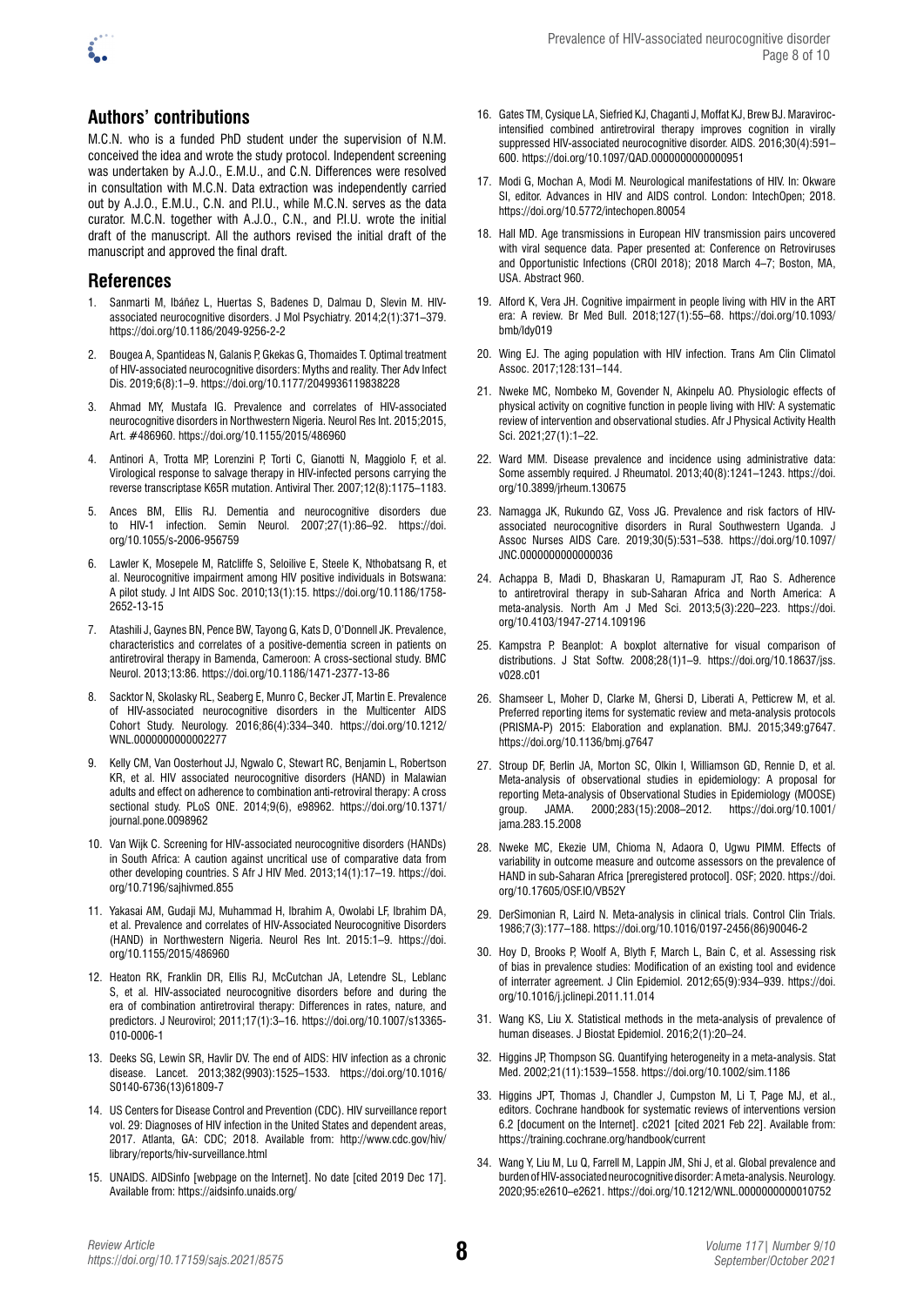## Authors' contributions

M.C.N. who is a funded PhD student under the supervision of N.M. conceived the idea and wrote the study protocol. Independent screening was undertaken by A.J.O., E.M.U., and C.N. Differences were resolved in consultation with M.C.N. Data extraction was independently carried out by A.J.O., E.M.U., C.N. and P.I.U., while M.C.N. serves as the data curator. M.C.N. together with A.J.O., C.N., and P.I.U. wrote the initial draft of the manuscript. All the authors revised the initial draft of the manuscript and approved the final draft.

## References

1. Sanmarti M, Ibáñez L, Huertas S, Badenes D, Dalmau D, Slevin M. HIV-associated neurocognitive disorders. J Mol Psychiatry. 2014;2(1):371–379. https://doi.org/10.1186/2049-9256-2-2
2. Bougea A, Spantideas N, Galanis P, Gkekas G, Thomaides T. Optimal treatment of HIV-associated neurocognitive disorders: Myths and reality. Ther Adv Infect Dis. 2019;6(8):1–9. https://doi.org/10.1177/2049936119838228
3. Ahmad MY, Mustafa IG. Prevalence and correlates of HIV-associated neurocognitive disorders in Northwestern Nigeria. Neurol Res Int. 2015;2015, Art. #486960. https://doi.org/10.1155/2015/486960
4. Antinori A, Trotta MP, Lorenzini P, Torti C, Gianotti N, Maggiolo F, et al. Virological response to salvage therapy in HIV-infected persons carrying the reverse transcriptase K65R mutation. Antiviral Ther. 2007;12(8):1175–1183.
5. Ances BM, Ellis RJ. Dementia and neurocognitive disorders due to HIV-1 infection. Semin Neurol. 2007;27(1):86–92. https://doi.org/10.1055/s-2006-956759
6. Lawler K, Mosepele M, Ratcliffe S, Seloilive E, Steele K, Nthobatsang R, et al. Neurocognitive impairment among HIV positive individuals in Botswana: A pilot study. J Int AIDS Soc. 2010;13(1):15. https://doi.org/10.1186/1758-2652-13-15
7. Atashili J, Gaynes BN, Pence BW, Tayong G, Kats D, O'Donnell JK. Prevalence, characteristics and correlates of a positive-dementia screen in patients on antiretroviral therapy in Bamenda, Cameroon: A cross-sectional study. BMC Neurol. 2013;13:86. https://doi.org/10.1186/1471-2377-13-86
8. Sacktor N, Skolasky RL, Seaberg E, Munro C, Becker JT, Martin E. Prevalence of HIV-associated neurocognitive disorders in the Multicenter AIDS Cohort Study. Neurology. 2016;86(4):334–340. https://doi.org/10.1212/WNL.0000000000002277
9. Kelly CM, Van Oosterhout JJ, Ngwalo C, Stewart RC, Benjamin L, Robertson KR, et al. HIV associated neurocognitive disorders (HAND) in Malawian adults and effect on adherence to combination anti-retroviral therapy: A cross sectional study. PLoS ONE. 2014;9(6), e98962. https://doi.org/10.1371/journal.pone.0098962
10. Van Wijk C. Screening for HIV-associated neurocognitive disorders (HANDs) in South Africa: A caution against uncritical use of comparative data from other developing countries. S Afr J HIV Med. 2013;14(1):17–19. https://doi.org/10.7196/sajhivmed.855
11. Yakasai AM, Gudaji MJ, Muhammad H, Ibrahim A, Owolabi LF, Ibrahim DA, et al. Prevalence and correlates of HIV-Associated Neurocognitive Disorders (HAND) in Northwestern Nigeria. Neurol Res Int. 2015:1–9. https://doi.org/10.1155/2015/486960
12. Heaton RK, Franklin DR, Ellis RJ, McCutchan JA, Letendre SL, Leblanc S, et al. HIV-associated neurocognitive disorders before and during the era of combination antiretroviral therapy: Differences in rates, nature, and predictors. J Neurovirol; 2011;17(1):3–16. https://doi.org/10.1007/s13365-010-0006-1
13. Deeks SG, Lewin SR, Havlir DV. The end of AIDS: HIV infection as a chronic disease. Lancet. 2013;382(9903):1525–1533. https://doi.org/10.1016/S0140-6736(13)61809-7
14. US Centers for Disease Control and Prevention (CDC). HIV surveillance report vol. 29: Diagnoses of HIV infection in the United States and dependent areas, 2017. Atlanta, GA: CDC; 2018. Available from: http://www.cdc.gov/hiv/library/reports/hiv-surveillance.html
15. UNAIDS. AIDSinfo [webpage on the Internet]. No date [cited 2019 Dec 17]. Available from: https://aidsinfo.unaids.org/
16. Gates TM, Cysique LA, Siefried KJ, Chaganti J, Moffat KJ, Brew BJ. Maraviroc-intensified combined antiretroviral therapy improves cognition in virally suppressed HIV-associated neurocognitive disorder. AIDS. 2016;30(4):591–600. https://doi.org/10.1097/QAD.0000000000000951
17. Modi G, Mochan A, Modi M. Neurological manifestations of HIV. In: Okware SI, editor. Advances in HIV and AIDS control. London: IntechOpen; 2018. https://doi.org/10.5772/intechopen.80054
18. Hall MD. Age transmissions in European HIV transmission pairs uncovered with viral sequence data. Paper presented at: Conference on Retroviruses and Opportunistic Infections (CROI 2018); 2018 March 4–7; Boston, MA, USA. Abstract 960.
19. Alford K, Vera JH. Cognitive impairment in people living with HIV in the ART era: A review. Br Med Bull. 2018;127(1):55–68. https://doi.org/10.1093/bmb/ldy019
20. Wing EJ. The aging population with HIV infection. Trans Am Clin Climatol Assoc. 2017;128:131–144.
21. Nweke MC, Nombeko M, Govender N, Akinpelu AO. Physiologic effects of physical activity on cognitive function in people living with HIV: A systematic review of intervention and observational studies. Afr J Physical Activity Health Sci. 2021;27(1):1–22.
22. Ward MM. Disease prevalence and incidence using administrative data: Some assembly required. J Rheumatol. 2013;40(8):1241–1243. https://doi.org/10.3899/jrheum.130675
23. Namagga JK, Rukundo GZ, Voss JG. Prevalence and risk factors of HIV-associated neurocognitive disorders in Rural Southwestern Uganda. J Assoc Nurses AIDS Care. 2019;30(5):531–538. https://doi.org/10.1097/JNC.0000000000000036
24. Achappa B, Madi D, Bhaskaran U, Ramapuram JT, Rao S. Adherence to antiretroviral therapy in sub-Saharan Africa and North America: A meta-analysis. North Am J Med Sci. 2013;5(3):220–223. https://doi.org/10.4103/1947-2714.109196
25. Kampstra P. Beanplot: A boxplot alternative for visual comparison of distributions. J Stat Softw. 2008;28(1)1–9. https://doi.org/10.18637/jss.v028.c01
26. Shamseer L, Moher D, Clarke M, Ghersi D, Liberati A, Petticrew M, et al. Preferred reporting items for systematic review and meta-analysis protocols (PRISMA-P) 2015: Elaboration and explanation. BMJ. 2015;349:g7647. https://doi.org/10.1136/bmj.g7647
27. Stroup DF, Berlin JA, Morton SC, Olkin I, Williamson GD, Rennie D, et al. Meta-analysis of observational studies in epidemiology: A proposal for reporting Meta-analysis of Observational Studies in Epidemiology (MOOSE) group. JAMA. 2000;283(15):2008–2012. https://doi.org/10.1001/jama.283.15.2008
28. Nweke MC, Ekezie UM, Chioma N, Adaora O, Ugwu PIMM. Effects of variability in outcome measure and outcome assessors on the prevalence of HAND in sub-Saharan Africa [preregistered protocol]. OSF; 2020. https://doi.org/10.17605/OSF.IO/VB52Y
29. DerSimonian R, Laird N. Meta-analysis in clinical trials. Control Clin Trials. 1986;7(3):177–188. https://doi.org/10.1016/0197-2456(86)90046-2
30. Hoy D, Brooks P, Woolf A, Blyth F, March L, Bain C, et al. Assessing risk of bias in prevalence studies: Modification of an existing tool and evidence of interrater agreement. J Clin Epidemiol. 2012;65(9):934–939. https://doi.org/10.1016/j.jclinepi.2011.11.014
31. Wang KS, Liu X. Statistical methods in the meta-analysis of prevalence of human diseases. J Biostat Epidemiol. 2016;2(1):20–24.
32. Higgins JP, Thompson SG. Quantifying heterogeneity in a meta-analysis. Stat Med. 2002;21(11):1539–1558. https://doi.org/10.1002/sim.1186
33. Higgins JPT, Thomas J, Chandler J, Cumpston M, Li T, Page MJ, et al., editors. Cochrane handbook for systematic reviews of interventions version 6.2 [document on the Internet]. c2021 [cited 2021 Feb 22]. Available from: https://training.cochrane.org/handbook/current
34. Wang Y, Liu M, Lu Q, Farrell M, Lappin JM, Shi J, et al. Global prevalence and burden of HIV-associated neurocognitive disorder: A meta-analysis. Neurology. 2020;95:e2610–e2621. https://doi.org/10.1212/WNL.0000000000010752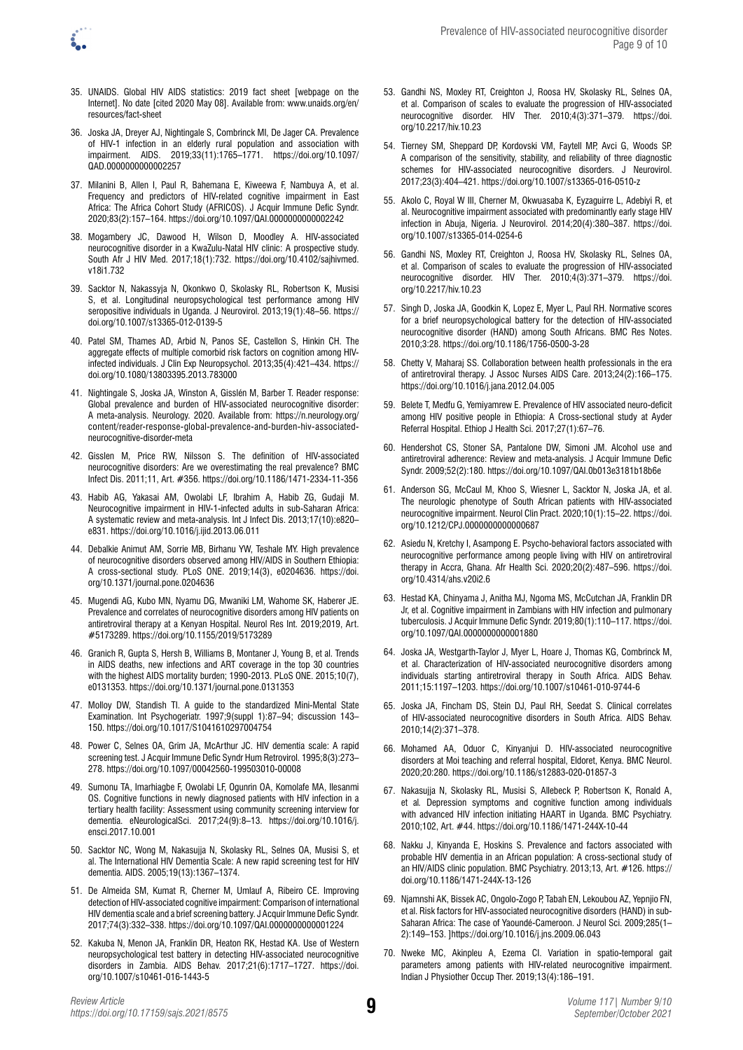35. UNAIDS. Global HIV AIDS statistics: 2019 fact sheet [webpage on the Internet]. No date [cited 2020 May 08]. Available from: www.unaids.org/en/resources/fact-sheet

36. Joska JA, Dreyer AJ, Nightingale S, Combrinck MI, De Jager CA. Prevalence of HIV-1 infection in an elderly rural population and association with impairment. AIDS. 2019;33(11):1765–1771. https://doi.org/10.1097/QAD.0000000000002257

37. Milanini B, Allen I, Paul R, Bahemana E, Kiweewa F, Nambuya A, et al. Frequency and predictors of HIV-related cognitive impairment in East Africa: The Africa Cohort Study (AFRICOS). J Acquir Immune Defic Syndr. 2020;83(2):157–164. https://doi.org/10.1097/QAI.0000000000002242

38. Mogambery JC, Dawood H, Wilson D, Moodley A. HIV-associated neurocognitive disorder in a KwaZulu-Natal HIV clinic: A prospective study. South Afr J HIV Med. 2017;18(1):732. https://doi.org/10.4102/sajhivmed.v18i1.732

39. Sacktor N, Nakassyja N, Okonkwo O, Skolasky RL, Robertson K, Musisi S, et al. Longitudinal neuropsychological test performance among HIV seropositive individuals in Uganda. J Neurovirol. 2013;19(1):48–56. https://doi.org/10.1007/s13365-012-0139-5

40. Patel SM, Thames AD, Arbid N, Panos SE, Castellon S, Hinkin CH. The aggregate effects of multiple comorbid risk factors on cognition among HIV-infected individuals. J Clin Exp Neuropsychol. 2013;35(4):421–434. https://doi.org/10.1080/13803395.2013.783000

41. Nightingale S, Joska JA, Winston A, Gisslén M, Barber T. Reader response: Global prevalence and burden of HIV-associated neurocognitive disorder: A meta-analysis. Neurology. 2020. Available from: https://n.neurology.org/content/reader-response-global-prevalence-and-burden-hiv-associated-neurocognitive-disorder-meta

42. Gisslen M, Price RW, Nilsson S. The definition of HIV-associated neurocognitive disorders: Are we overestimating the real prevalence? BMC Infect Dis. 2011;11, Art. #356. https://doi.org/10.1186/1471-2334-11-356

43. Habib AG, Yakasai AM, Owolabi LF, Ibrahim A, Habib ZG, Gudaji M. Neurocognitive impairment in HIV-1-infected adults in sub-Saharan Africa: A systematic review and meta-analysis. Int J Infect Dis. 2013;17(10):e820–e831. https://doi.org/10.1016/j.ijid.2013.06.011

44. Debalkie Animut AM, Sorrie MB, Birhanu YW, Teshale MY. High prevalence of neurocognitive disorders observed among HIV/AIDS in Southern Ethiopia: A cross-sectional study. PLoS ONE. 2019;14(3), e0204636. https://doi.org/10.1371/journal.pone.0204636

45. Mugendi AG, Kubo MN, Nyamu DG, Mwaniki LM, Wahome SK, Haberer JE. Prevalence and correlates of neurocognitive disorders among HIV patients on antiretroviral therapy at a Kenyan Hospital. Neurol Res Int. 2019;2019, Art. #5173289. https://doi.org/10.1155/2019/5173289

46. Granich R, Gupta S, Hersh B, Williams B, Montaner J, Young B, et al. Trends in AIDS deaths, new infections and ART coverage in the top 30 countries with the highest AIDS mortality burden; 1990-2013. PLoS ONE. 2015;10(7), e0131353. https://doi.org/10.1371/journal.pone.0131353

47. Molloy DW, Standish TI. A guide to the standardized Mini-Mental State Examination. Int Psychogeriatr. 1997;9(suppl 1):87–94; discussion 143–150. https://doi.org/10.1017/S1041610297004754

48. Power C, Selnes OA, Grim JA, McArthur JC. HIV dementia scale: A rapid screening test. J Acquir Immune Defic Syndr Hum Retrovirol. 1995;8(3):273–278. https://doi.org/10.1097/00042560-199503010-00008

49. Sumonu TA, Imarhiagbe F, Owolabi LF, Ogunrin OA, Komolafe MA, Ilesanmi OS. Cognitive functions in newly diagnosed patients with HIV infection in a tertiary health facility: Assessment using community screening interview for dementia. eNeurologicalSci. 2017;24(9):8–13. https://doi.org/10.1016/j.ensci.2017.10.001

50. Sacktor NC, Wong M, Nakasujja N, Skolasky RL, Selnes OA, Musisi S, et al. The International HIV Dementia Scale: A new rapid screening test for HIV dementia. AIDS. 2005;19(13):1367–1374.

51. De Almeida SM, Kumat R, Cherner M, Umlauf A, Ribeiro CE. Improving detection of HIV-associated cognitive impairment: Comparison of international HIV dementia scale and a brief screening battery. J Acquir Immune Defic Syndr. 2017;74(3):332–338. https://doi.org/10.1097/QAI.0000000000001224

52. Kakuba N, Menon JA, Franklin DR, Heaton RK, Hestad KA. Use of Western neuropsychological test battery in detecting HIV-associated neurocognitive disorders in Zambia. AIDS Behav. 2017;21(6):1717–1727. https://doi.org/10.1007/s10461-016-1443-5

53. Gandhi NS, Moxley RT, Creighton J, Roosa HV, Skolasky RL, Selnes OA, et al. Comparison of scales to evaluate the progression of HIV-associated neurocognitive disorder. HIV Ther. 2010;4(3):371–379. https://doi.org/10.2217/hiv.10.23

54. Tierney SM, Sheppard DP, Kordovski VM, Faytell MP, Avci G, Woods SP. A comparison of the sensitivity, stability, and reliability of three diagnostic schemes for HIV-associated neurocognitive disorders. J Neurovirol. 2017;23(3):404–421. https://doi.org/10.1007/s13365-016-0510-z

55. Akolo C, Royal W III, Cherner M, Okwuasaba K, Eyzaguirre L, Adebiyi R, et al. Neurocognitive impairment associated with predominantly early stage HIV infection in Abuja, Nigeria. J Neurovirol. 2014;20(4):380–387. https://doi.org/10.1007/s13365-014-0254-6

56. Gandhi NS, Moxley RT, Creighton J, Roosa HV, Skolasky RL, Selnes OA, et al. Comparison of scales to evaluate the progression of HIV-associated neurocognitive disorder. HIV Ther. 2010;4(3):371–379. https://doi.org/10.2217/hiv.10.23

57. Singh D, Joska JA, Goodkin K, Lopez E, Myer L, Paul RH. Normative scores for a brief neuropsychological battery for the detection of HIV-associated neurocognitive disorder (HAND) among South Africans. BMC Res Notes. 2010;3:28. https://doi.org/10.1186/1756-0500-3-28

58. Chetty V, Maharaj SS. Collaboration between health professionals in the era of antiretroviral therapy. J Assoc Nurses AIDS Care. 2013;24(2):166–175. https://doi.org/10.1016/j.jana.2012.04.005

59. Belete T, Medfu G, Yemiyamrew E. Prevalence of HIV associated neuro-deficit among HIV positive people in Ethiopia: A cross-sectional study at Ayder Referral Hospital. Ethiop J Health Sci. 2017;27(1):67–76.

60. Hendershot CS, Stoner SA, Pantalone DW, Simoni JM. Alcohol use and antiretroviral adherence: Review and meta-analysis. J Acquir Immune Defic Syndr. 2009;52(2):180. https://doi.org/10.1097/QAI.0b013e3181b18b6e

61. Anderson SG, McCaul M, Khoo S, Wiesner L, Sacktor N, Joska JA, et al. The neurologic phenotype of South African patients with HIV-associated neurocognitive impairment. Neurol Clin Pract. 2020;10(1):15–22. https://doi.org/10.1212/CPJ.0000000000000687

62. Asiedu N, Kretchy I, Asampong E. Psycho-behavioral factors associated with neurocognitive performance among people living with HIV on antiretroviral therapy in Accra, Ghana. Afr Health Sci. 2020;20(2):487–596. https://doi.org/10.4314/ahs.v20i2.6

63. Hestad KA, Chinyama J, Anitha MJ, Ngoma MS, McCutchan JA, Franklin DR Jr, et al. Cognitive impairment in Zambians with HIV infection and pulmonary tuberculosis. J Acquir Immune Defic Syndr. 2019;80(1):110–117. https://doi.org/10.1097/QAI.0000000000001880

64. Joska JA, Westgarth-Taylor J, Myer L, Hoare J, Thomas KG, Combrinck M, et al. Characterization of HIV-associated neurocognitive disorders among individuals starting antiretroviral therapy in South Africa. AIDS Behav. 2011;15:1197–1203. https://doi.org/10.1007/s10461-010-9744-6

65. Joska JA, Fincham DS, Stein DJ, Paul RH, Seedat S. Clinical correlates of HIV-associated neurocognitive disorders in South Africa. AIDS Behav. 2010;14(2):371–378.

66. Mohamed AA, Oduor C, Kinyanjui D. HIV-associated neurocognitive disorders at Moi teaching and referral hospital, Eldoret, Kenya. BMC Neurol. 2020;20:280. https://doi.org/10.1186/s12883-020-01857-3

67. Nakasujja N, Skolasky RL, Musisi S, Allebeck P, Robertson K, Ronald A, et al. Depression symptoms and cognitive function among individuals with advanced HIV infection initiating HAART in Uganda. BMC Psychiatry. 2010;102, Art. #44. https://doi.org/10.1186/1471-244X-10-44

68. Nakku J, Kinyanda E, Hoskins S. Prevalence and factors associated with probable HIV dementia in an African population: A cross-sectional study of an HIV/AIDS clinic population. BMC Psychiatry. 2013;13, Art. #126. https://doi.org/10.1186/1471-244X-13-126

69. Njamnshi AK, Bissek AC, Ongolo-Zogo P, Tabah EN, Lekoubou AZ, Yepnjio FN, et al. Risk factors for HIV-associated neurocognitive disorders (HAND) in sub-Saharan Africa: The case of Yaoundé-Cameroon. J Neurol Sci. 2009;285(1–2):149–153. ]https://doi.org/10.1016/j.jns.2009.06.043

70. Nweke MC, Akinpleu A, Ezema CI. Variation in spatio-temporal gait parameters among patients with HIV-related neurocognitive impairment. Indian J Physiother Occup Ther. 2019;13(4):186–191.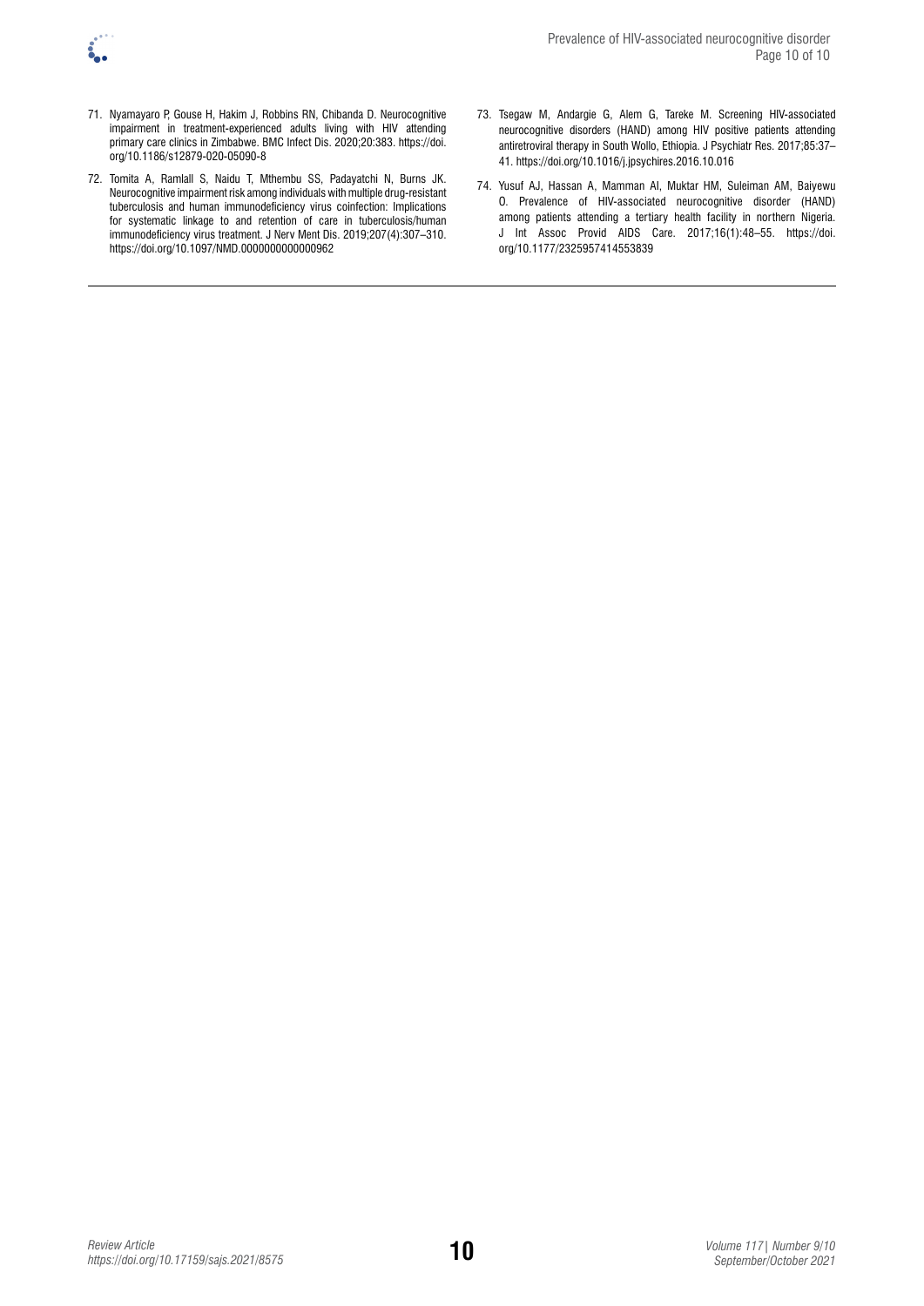71. Nyamayaro P, Gouse H, Hakim J, Robbins RN, Chibanda D. Neurocognitive impairment in treatment-experienced adults living with HIV attending primary care clinics in Zimbabwe. BMC Infect Dis. 2020;20:383. https://doi.org/10.1186/s12879-020-05090-8

72. Tomita A, Ramlall S, Naidu T, Mthembu SS, Padayatchi N, Burns JK. Neurocognitive impairment risk among individuals with multiple drug-resistant tuberculosis and human immunodeficiency virus coinfection: Implications for systematic linkage to and retention of care in tuberculosis/human immunodeficiency virus treatment. J Nerv Ment Dis. 2019;207(4):307–310. https://doi.org/10.1097/NMD.0000000000000962

73. Tsegaw M, Andargie G, Alem G, Tareke M. Screening HIV-associated neurocognitive disorders (HAND) among HIV positive patients attending antiretroviral therapy in South Wollo, Ethiopia. J Psychiatr Res. 2017;85:37–41. https://doi.org/10.1016/j.jpsychires.2016.10.016

74. Yusuf AJ, Hassan A, Mamman AI, Muktar HM, Suleiman AM, Baiyewu O. Prevalence of HIV-associated neurocognitive disorder (HAND) among patients attending a tertiary health facility in northern Nigeria. J Int Assoc Provid AIDS Care. 2017;16(1):48–55. https://doi.org/10.1177/2325957414553839